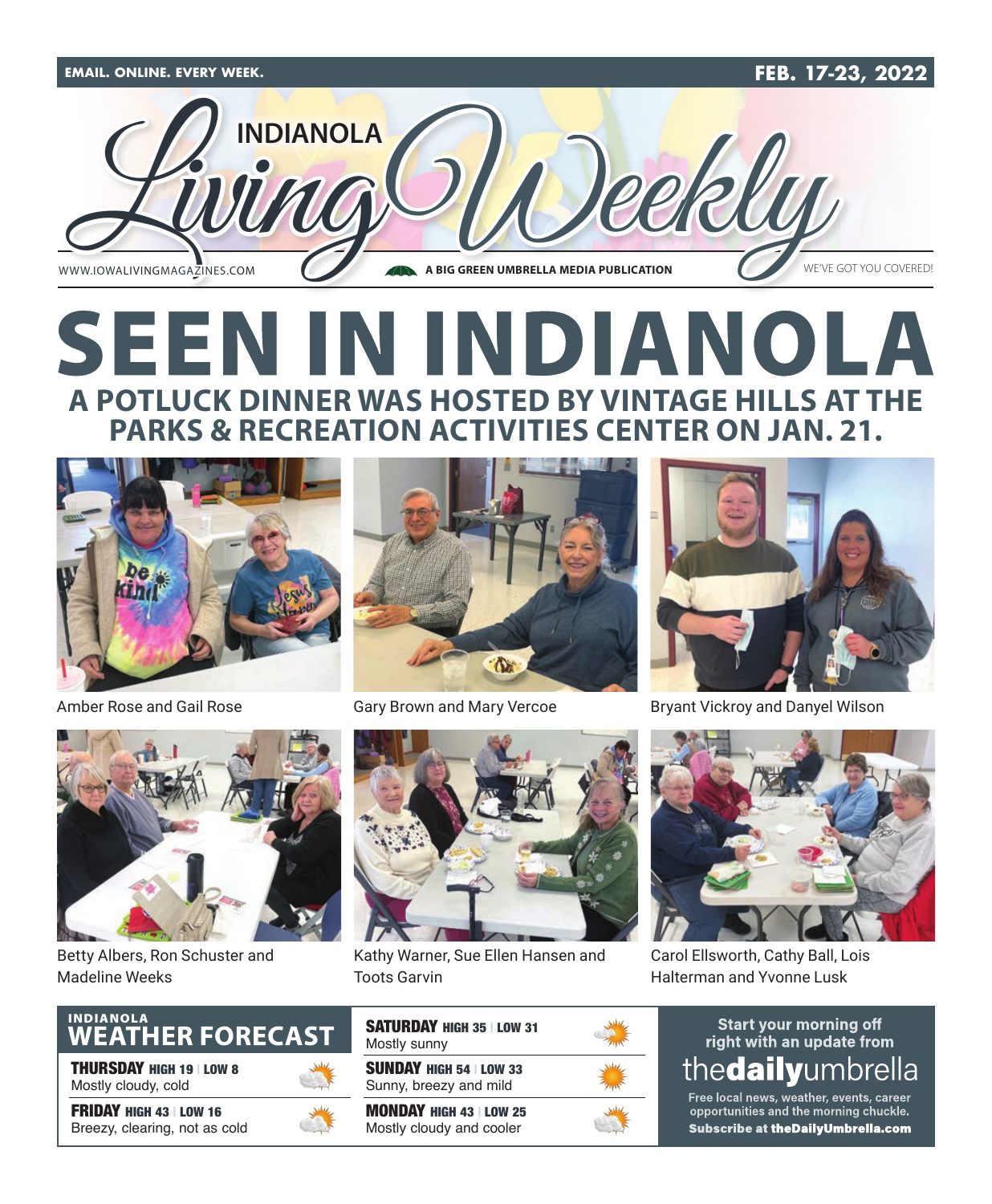EMAIL. ONLINE. EVERY WEEK. FEB. 17-23, 2022

# INDIANOLA Living Weekly

WWW.IOWALIVINGMAGAZINES.COM — A BIG GREEN UMBRELLA MEDIA PUBLICATION — WE'VE GOT YOU COVERED!

# SEEN IN INDIANOLA

## A POTLUCK DINNER WAS HOSTED BY VINTAGE HILLS AT THE PARKS & RECREATION ACTIVITIES CENTER ON JAN. 21.

Amber Rose and Gail Rose

Gary Brown and Mary Vercoe

Bryant Vickroy and Danyel Wilson

Betty Albers, Ron Schuster and Madeline Weeks

Kathy Warner, Sue Ellen Hansen and Toots Garvin

Carol Ellsworth, Cathy Ball, Lois Halterman and Yvonne Lusk

## INDIANOLA WEATHER FORECAST

**THURSDAY** HIGH 19 | LOW 8
Mostly cloudy, cold

**FRIDAY** HIGH 43 | LOW 16
Breezy, clearing, not as cold

**SATURDAY** HIGH 35 | LOW 31
Mostly sunny

**SUNDAY** HIGH 54 | LOW 33
Sunny, breezy and mild

**MONDAY** HIGH 43 | LOW 25
Mostly cloudy and cooler

Start your morning off right with an update from **thedailyumbrella**

Free local news, weather, events, career opportunities and the morning chuckle.
**Subscribe at theDailyUmbrella.com**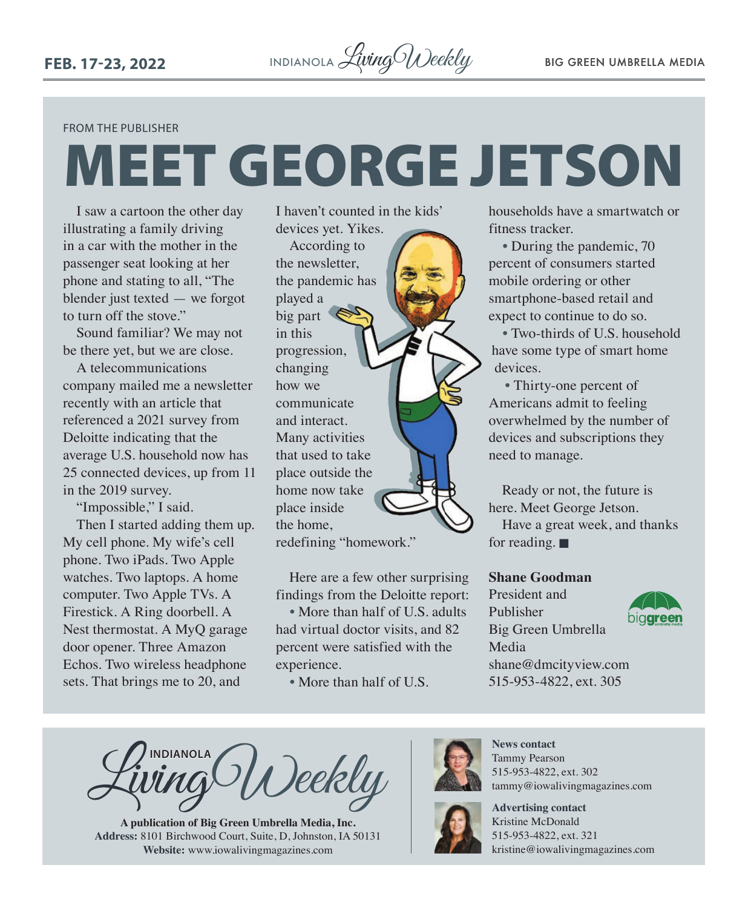FROM THE PUBLISHER

# MEET GEORGE JETSON

I saw a cartoon the other day illustrating a family driving in a car with the mother in the passenger seat looking at her phone and stating to all, "The blender just texted — we forgot to turn off the stove."

Sound familiar? We may not be there yet, but we are close.

A telecommunications company mailed me a newsletter recently with an article that referenced a 2021 survey from Deloitte indicating that the average U.S. household now has 25 connected devices, up from 11 in the 2019 survey.

"Impossible," I said.

Then I started adding them up. My cell phone. My wife's cell phone. Two iPads. Two Apple watches. Two laptops. A home computer. Two Apple TVs. A Firestick. A Ring doorbell. A Nest thermostat. A MyQ garage door opener. Three Amazon Echos. Two wireless headphone sets. That brings me to 20, and I haven't counted in the kids' devices yet. Yikes.

According to the newsletter, the pandemic has played a big part in this progression, changing how we communicate and interact. Many activities that used to take place outside the home now take place inside the home, redefining "homework."

Here are a few other surprising findings from the Deloitte report:

- More than half of U.S. adults had virtual doctor visits, and 82 percent were satisfied with the experience.
- More than half of U.S. households have a smartwatch or fitness tracker.
- During the pandemic, 70 percent of consumers started mobile ordering or other smartphone-based retail and expect to continue to do so.
- Two-thirds of U.S. household have some type of smart home devices.
- Thirty-one percent of Americans admit to feeling overwhelmed by the number of devices and subscriptions they need to manage.

Ready or not, the future is here. Meet George Jetson.

Have a great week, and thanks for reading. ■

**Shane Goodman**
President and Publisher
Big Green Umbrella Media
shane@dmcityview.com
515-953-4822, ext. 305

INDIANOLA Living Weekly

**A publication of Big Green Umbrella Media, Inc.**
**Address:** 8101 Birchwood Court, Suite, D, Johnston, IA 50131
**Website:** www.iowalivingmagazines.com

**News contact**
Tammy Pearson
515-953-4822, ext. 302
tammy@iowalivingmagazines.com

**Advertising contact**
Kristine McDonald
515-953-4822, ext. 321
kristine@iowalivingmagazines.com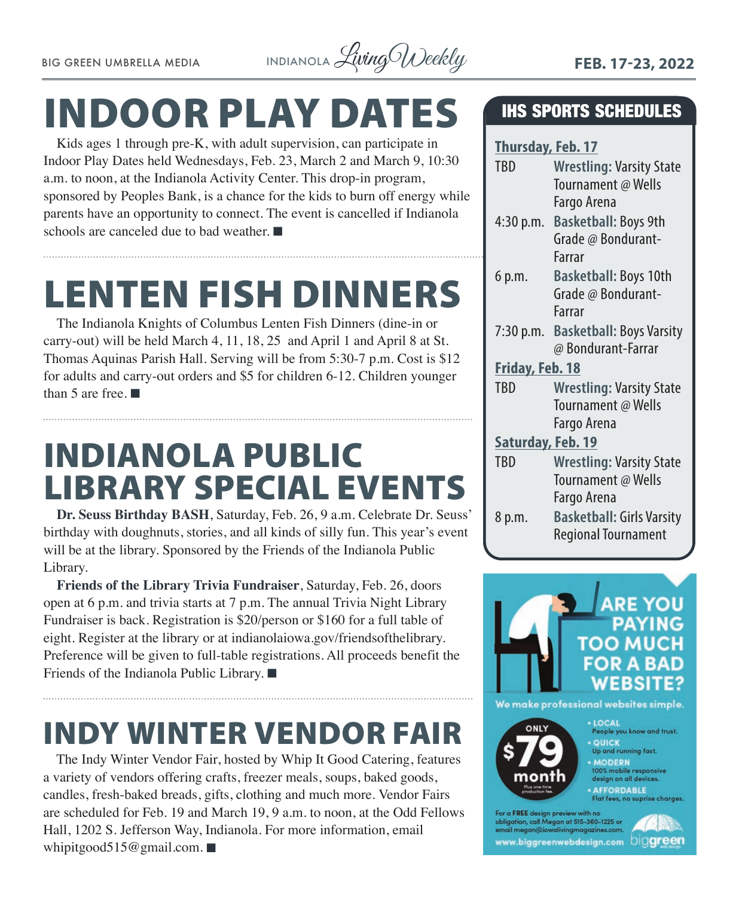# INDOOR PLAY DATES

Kids ages 1 through pre-K, with adult supervision, can participate in Indoor Play Dates held Wednesdays, Feb. 23, March 2 and March 9, 10:30 a.m. to noon, at the Indianola Activity Center. This drop-in program, sponsored by Peoples Bank, is a chance for the kids to burn off energy while parents have an opportunity to connect. The event is cancelled if Indianola schools are canceled due to bad weather. ■

# LENTEN FISH DINNERS

The Indianola Knights of Columbus Lenten Fish Dinners (dine-in or carry-out) will be held March 4, 11, 18, 25 and April 1 and April 8 at St. Thomas Aquinas Parish Hall. Serving will be from 5:30-7 p.m. Cost is $12 for adults and carry-out orders and $5 for children 6-12. Children younger than 5 are free. ■

# INDIANOLA PUBLIC LIBRARY SPECIAL EVENTS

**Dr. Seuss Birthday BASH**, Saturday, Feb. 26, 9 a.m. Celebrate Dr. Seuss' birthday with doughnuts, stories, and all kinds of silly fun. This year's event will be at the library. Sponsored by the Friends of the Indianola Public Library.

**Friends of the Library Trivia Fundraiser**, Saturday, Feb. 26, doors open at 6 p.m. and trivia starts at 7 p.m. The annual Trivia Night Library Fundraiser is back. Registration is $20/person or $160 for a full table of eight. Register at the library or at indianolaiowa.gov/friendsofthelibrary. Preference will be given to full-table registrations. All proceeds benefit the Friends of the Indianola Public Library. ■

# INDY WINTER VENDOR FAIR

The Indy Winter Vendor Fair, hosted by Whip It Good Catering, features a variety of vendors offering crafts, freezer meals, soups, baked goods, candles, fresh-baked breads, gifts, clothing and much more. Vendor Fairs are scheduled for Feb. 19 and March 19, 9 a.m. to noon, at the Odd Fellows Hall, 1202 S. Jefferson Way, Indianola. For more information, email whipitgood515@gmail.com. ■

## IHS SPORTS SCHEDULES

**Thursday, Feb. 17**

| | |
|---|---|
| TBD | **Wrestling:** Varsity State Tournament @ Wells Fargo Arena |
| 4:30 p.m. | **Basketball:** Boys 9th Grade @ Bondurant-Farrar |
| 6 p.m. | **Basketball:** Boys 10th Grade @ Bondurant-Farrar |
| 7:30 p.m. | **Basketball:** Boys Varsity @ Bondurant-Farrar |

**Friday, Feb. 18**

| | |
|---|---|
| TBD | **Wrestling:** Varsity State Tournament @ Wells Fargo Arena |

**Saturday, Feb. 19**

| | |
|---|---|
| TBD | **Wrestling:** Varsity State Tournament @ Wells Fargo Arena |
| 8 p.m. | **Basketball:** Girls Varsity Regional Tournament |

**ARE YOU PAYING TOO MUCH FOR A BAD WEBSITE?**

We make professional websites simple.

ONLY $79 month. Plus one time production fee.

- LOCAL — People you know and trust.
- QUICK — Up and running fast.
- MODERN — 100% mobile responsive design on all devices.
- AFFORDABLE — Flat fees, no suprise charges.

For a FREE design preview with no obligation, call Megan at 515-360-1225 or email megan@iowalivingmagazines.com.

www.biggreenwebdesign.com — biggreen web design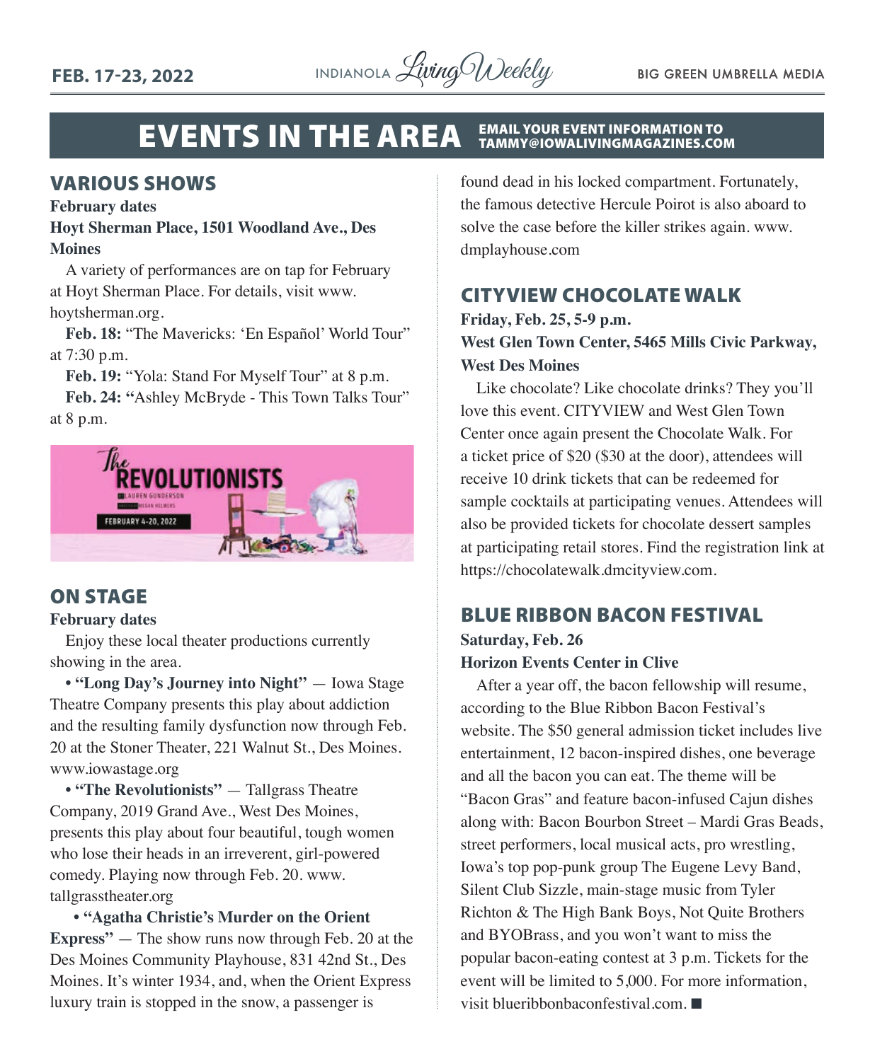# EVENTS IN THE AREA

**EMAIL YOUR EVENT INFORMATION TO TAMMY@IOWALIVINGMAGAZINES.COM**

## VARIOUS SHOWS

**February dates**

**Hoyt Sherman Place, 1501 Woodland Ave., Des Moines**

A variety of performances are on tap for February at Hoyt Sherman Place. For details, visit www.hoytsherman.org.

**Feb. 18:** "The Mavericks: 'En Español' World Tour" at 7:30 p.m.

**Feb. 19:** "Yola: Stand For Myself Tour" at 8 p.m.

**Feb. 24: "**Ashley McBryde - This Town Talks Tour" at 8 p.m.

## ON STAGE

**February dates**

Enjoy these local theater productions currently showing in the area.

• **"Long Day's Journey into Night"** — Iowa Stage Theatre Company presents this play about addiction and the resulting family dysfunction now through Feb. 20 at the Stoner Theater, 221 Walnut St., Des Moines. www.iowastage.org

• **"The Revolutionists"** — Tallgrass Theatre Company, 2019 Grand Ave., West Des Moines, presents this play about four beautiful, tough women who lose their heads in an irreverent, girl-powered comedy. Playing now through Feb. 20. www.tallgrasstheater.org

• **"Agatha Christie's Murder on the Orient Express"** — The show runs now through Feb. 20 at the Des Moines Community Playhouse, 831 42nd St., Des Moines. It's winter 1934, and, when the Orient Express luxury train is stopped in the snow, a passenger is found dead in his locked compartment. Fortunately, the famous detective Hercule Poirot is also aboard to solve the case before the killer strikes again. www.dmplayhouse.com

## CITYVIEW CHOCOLATE WALK

**Friday, Feb. 25, 5-9 p.m.**

**West Glen Town Center, 5465 Mills Civic Parkway, West Des Moines**

Like chocolate? Like chocolate drinks? They you'll love this event. CITYVIEW and West Glen Town Center once again present the Chocolate Walk. For a ticket price of $20 ($30 at the door), attendees will receive 10 drink tickets that can be redeemed for sample cocktails at participating venues. Attendees will also be provided tickets for chocolate dessert samples at participating retail stores. Find the registration link at https://chocolatewalk.dmcityview.com.

## BLUE RIBBON BACON FESTIVAL

**Saturday, Feb. 26**

**Horizon Events Center in Clive**

After a year off, the bacon fellowship will resume, according to the Blue Ribbon Bacon Festival's website. The $50 general admission ticket includes live entertainment, 12 bacon-inspired dishes, one beverage and all the bacon you can eat. The theme will be "Bacon Gras" and feature bacon-infused Cajun dishes along with: Bacon Bourbon Street – Mardi Gras Beads, street performers, local musical acts, pro wrestling, Iowa's top pop-punk group The Eugene Levy Band, Silent Club Sizzle, main-stage music from Tyler Richton & The High Bank Boys, Not Quite Brothers and BYOBrass, and you won't want to miss the popular bacon-eating contest at 3 p.m. Tickets for the event will be limited to 5,000. For more information, visit blueribbonbaconfestival.com. ■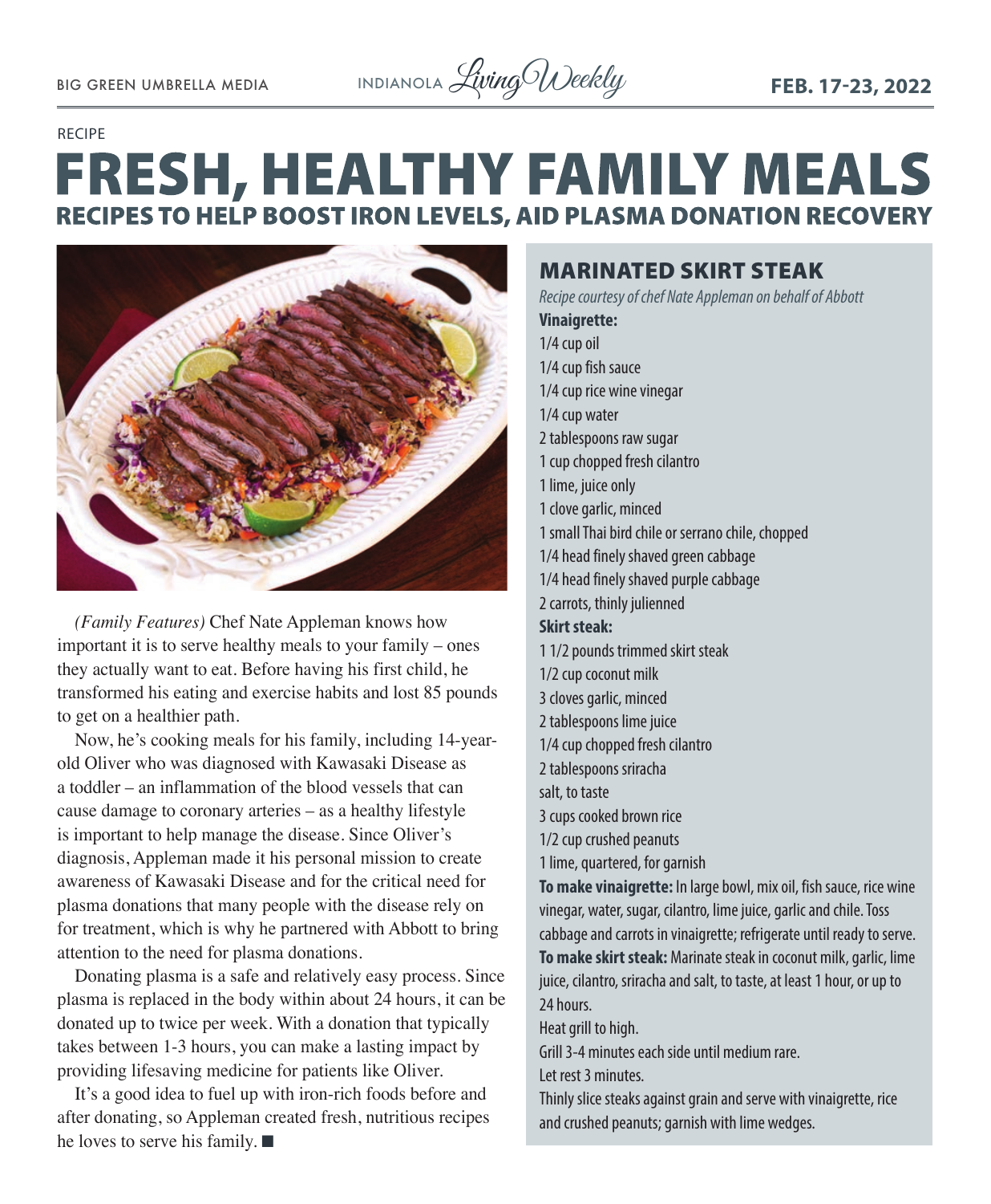RECIPE

# FRESH, HEALTHY FAMILY MEALS

## RECIPES TO HELP BOOST IRON LEVELS, AID PLASMA DONATION RECOVERY

*(Family Features)* Chef Nate Appleman knows how important it is to serve healthy meals to your family – ones they actually want to eat. Before having his first child, he transformed his eating and exercise habits and lost 85 pounds to get on a healthier path.

Now, he's cooking meals for his family, including 14-year-old Oliver who was diagnosed with Kawasaki Disease as a toddler – an inflammation of the blood vessels that can cause damage to coronary arteries – as a healthy lifestyle is important to help manage the disease. Since Oliver's diagnosis, Appleman made it his personal mission to create awareness of Kawasaki Disease and for the critical need for plasma donations that many people with the disease rely on for treatment, which is why he partnered with Abbott to bring attention to the need for plasma donations.

Donating plasma is a safe and relatively easy process. Since plasma is replaced in the body within about 24 hours, it can be donated up to twice per week. With a donation that typically takes between 1-3 hours, you can make a lasting impact by providing lifesaving medicine for patients like Oliver.

It's a good idea to fuel up with iron-rich foods before and after donating, so Appleman created fresh, nutritious recipes he loves to serve his family. ■

## MARINATED SKIRT STEAK

*Recipe courtesy of chef Nate Appleman on behalf of Abbott*

**Vinaigrette:**

- 1/4 cup oil
- 1/4 cup fish sauce
- 1/4 cup rice wine vinegar
- 1/4 cup water
- 2 tablespoons raw sugar
- 1 cup chopped fresh cilantro
- 1 lime, juice only
- 1 clove garlic, minced
- 1 small Thai bird chile or serrano chile, chopped
- 1/4 head finely shaved green cabbage
- 1/4 head finely shaved purple cabbage
- 2 carrots, thinly julienned

**Skirt steak:**

- 1 1/2 pounds trimmed skirt steak
- 1/2 cup coconut milk
- 3 cloves garlic, minced
- 2 tablespoons lime juice
- 1/4 cup chopped fresh cilantro
- 2 tablespoons sriracha
- salt, to taste
- 3 cups cooked brown rice
- 1/2 cup crushed peanuts
- 1 lime, quartered, for garnish

**To make vinaigrette:** In large bowl, mix oil, fish sauce, rice wine vinegar, water, sugar, cilantro, lime juice, garlic and chile. Toss cabbage and carrots in vinaigrette; refrigerate until ready to serve.

**To make skirt steak:** Marinate steak in coconut milk, garlic, lime juice, cilantro, sriracha and salt, to taste, at least 1 hour, or up to 24 hours.

Heat grill to high.

Grill 3-4 minutes each side until medium rare.

Let rest 3 minutes.

Thinly slice steaks against grain and serve with vinaigrette, rice and crushed peanuts; garnish with lime wedges.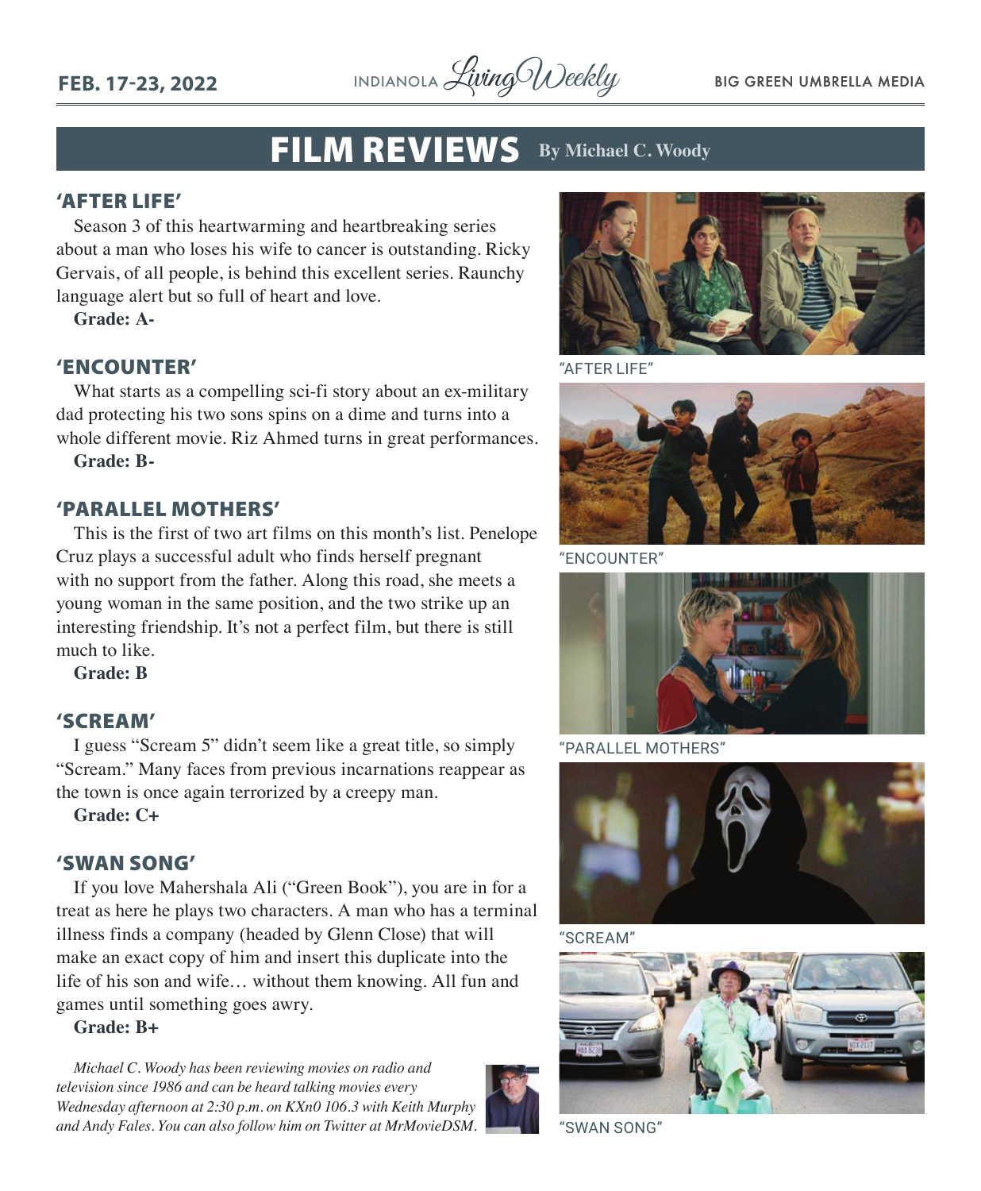# FILM REVIEWS

**By Michael C. Woody**

## 'AFTER LIFE'

Season 3 of this heartwarming and heartbreaking series about a man who loses his wife to cancer is outstanding. Ricky Gervais, of all people, is behind this excellent series. Raunchy language alert but so full of heart and love.

**Grade: A-**

## 'ENCOUNTER'

What starts as a compelling sci-fi story about an ex-military dad protecting his two sons spins on a dime and turns into a whole different movie. Riz Ahmed turns in great performances.

**Grade: B-**

## 'PARALLEL MOTHERS'

This is the first of two art films on this month's list. Penelope Cruz plays a successful adult who finds herself pregnant with no support from the father. Along this road, she meets a young woman in the same position, and the two strike up an interesting friendship. It's not a perfect film, but there is still much to like.

**Grade: B**

## 'SCREAM'

I guess "Scream 5" didn't seem like a great title, so simply "Scream." Many faces from previous incarnations reappear as the town is once again terrorized by a creepy man.

**Grade: C+**

## 'SWAN SONG'

If you love Mahershala Ali ("Green Book"), you are in for a treat as here he plays two characters. A man who has a terminal illness finds a company (headed by Glenn Close) that will make an exact copy of him and insert this duplicate into the life of his son and wife… without them knowing. All fun and games until something goes awry.

**Grade: B+**

*Michael C. Woody has been reviewing movies on radio and television since 1986 and can be heard talking movies every Wednesday afternoon at 2:30 p.m. on KXn0 106.3 with Keith Murphy and Andy Fales. You can also follow him on Twitter at MrMovieDSM.*

"AFTER LIFE"

"ENCOUNTER"

"PARALLEL MOTHERS"

"SCREAM"

"SWAN SONG"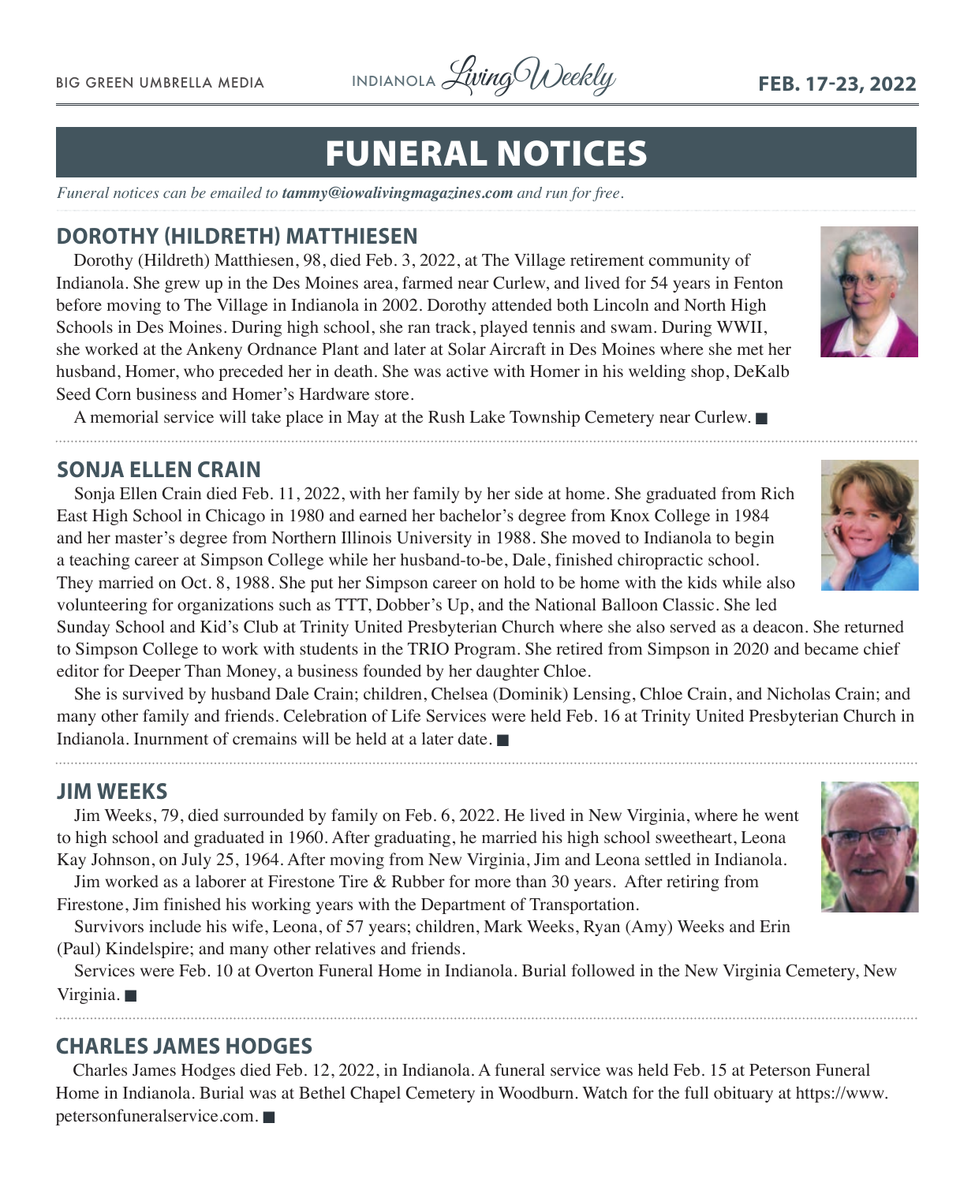# FUNERAL NOTICES

*Funeral notices can be emailed to **tammy@iowalivingmagazines.com** and run for free.*

## DOROTHY (HILDRETH) MATTHIESEN

Dorothy (Hildreth) Matthiesen, 98, died Feb. 3, 2022, at The Village retirement community of Indianola. She grew up in the Des Moines area, farmed near Curlew, and lived for 54 years in Fenton before moving to The Village in Indianola in 2002. Dorothy attended both Lincoln and North High Schools in Des Moines. During high school, she ran track, played tennis and swam. During WWII, she worked at the Ankeny Ordnance Plant and later at Solar Aircraft in Des Moines where she met her husband, Homer, who preceded her in death. She was active with Homer in his welding shop, DeKalb Seed Corn business and Homer's Hardware store.

A memorial service will take place in May at the Rush Lake Township Cemetery near Curlew. ■

## SONJA ELLEN CRAIN

Sonja Ellen Crain died Feb. 11, 2022, with her family by her side at home. She graduated from Rich East High School in Chicago in 1980 and earned her bachelor's degree from Knox College in 1984 and her master's degree from Northern Illinois University in 1988. She moved to Indianola to begin a teaching career at Simpson College while her husband-to-be, Dale, finished chiropractic school. They married on Oct. 8, 1988. She put her Simpson career on hold to be home with the kids while also volunteering for organizations such as TTT, Dobber's Up, and the National Balloon Classic. She led Sunday School and Kid's Club at Trinity United Presbyterian Church where she also served as a deacon. She returned to Simpson College to work with students in the TRIO Program. She retired from Simpson in 2020 and became chief editor for Deeper Than Money, a business founded by her daughter Chloe.

She is survived by husband Dale Crain; children, Chelsea (Dominik) Lensing, Chloe Crain, and Nicholas Crain; and many other family and friends. Celebration of Life Services were held Feb. 16 at Trinity United Presbyterian Church in Indianola. Inurnment of cremains will be held at a later date. ■

## JIM WEEKS

Jim Weeks, 79, died surrounded by family on Feb. 6, 2022. He lived in New Virginia, where he went to high school and graduated in 1960. After graduating, he married his high school sweetheart, Leona Kay Johnson, on July 25, 1964. After moving from New Virginia, Jim and Leona settled in Indianola.

Jim worked as a laborer at Firestone Tire & Rubber for more than 30 years. After retiring from Firestone, Jim finished his working years with the Department of Transportation.

Survivors include his wife, Leona, of 57 years; children, Mark Weeks, Ryan (Amy) Weeks and Erin (Paul) Kindelspire; and many other relatives and friends.

Services were Feb. 10 at Overton Funeral Home in Indianola. Burial followed in the New Virginia Cemetery, New Virginia. ■

## CHARLES JAMES HODGES

Charles James Hodges died Feb. 12, 2022, in Indianola. A funeral service was held Feb. 15 at Peterson Funeral Home in Indianola. Burial was at Bethel Chapel Cemetery in Woodburn. Watch for the full obituary at https://www.petersonfuneralservice.com. ■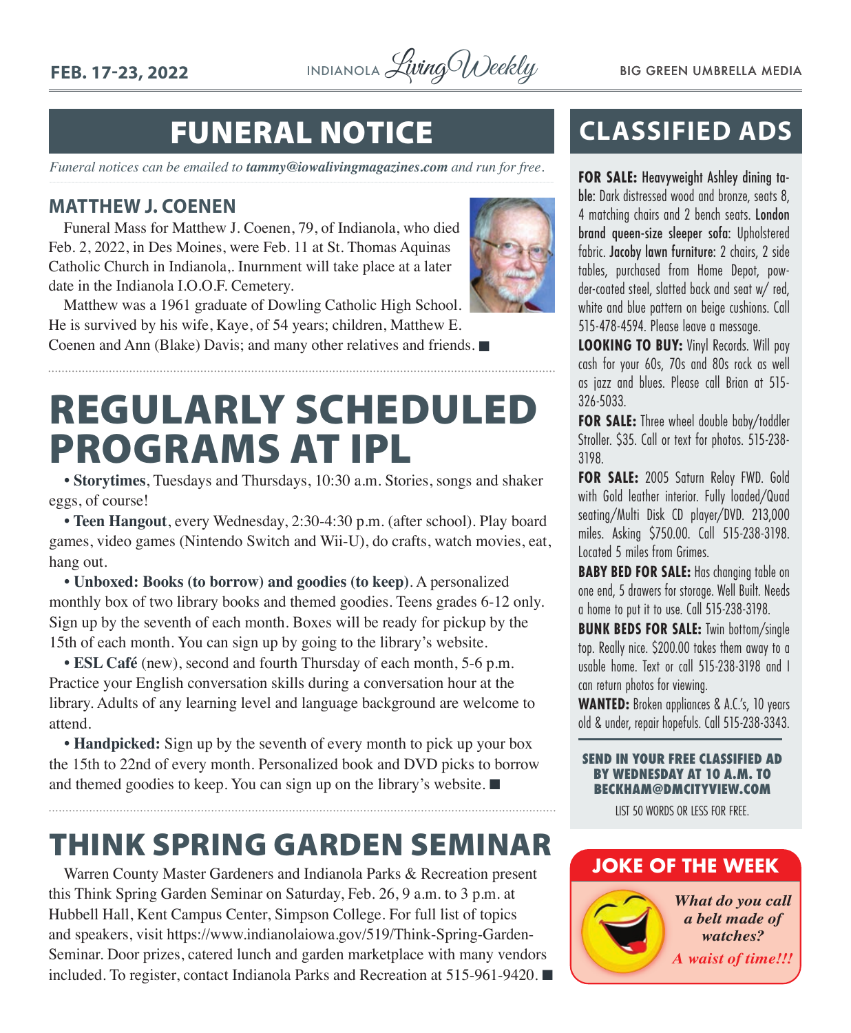# FUNERAL NOTICE

*Funeral notices can be emailed to **tammy@iowalivingmagazines.com** and run for free.*

## MATTHEW J. COENEN

Funeral Mass for Matthew J. Coenen, 79, of Indianola, who died Feb. 2, 2022, in Des Moines, were Feb. 11 at St. Thomas Aquinas Catholic Church in Indianola,. Inurnment will take place at a later date in the Indianola I.O.O.F. Cemetery.

Matthew was a 1961 graduate of Dowling Catholic High School. He is survived by his wife, Kaye, of 54 years; children, Matthew E. Coenen and Ann (Blake) Davis; and many other relatives and friends. ■

# REGULARLY SCHEDULED PROGRAMS AT IPL

• **Storytimes**, Tuesdays and Thursdays, 10:30 a.m. Stories, songs and shaker eggs, of course!

• **Teen Hangout**, every Wednesday, 2:30-4:30 p.m. (after school). Play board games, video games (Nintendo Switch and Wii-U), do crafts, watch movies, eat, hang out.

• **Unboxed: Books (to borrow) and goodies (to keep)**. A personalized monthly box of two library books and themed goodies. Teens grades 6-12 only. Sign up by the seventh of each month. Boxes will be ready for pickup by the 15th of each month. You can sign up by going to the library's website.

• **ESL Café** (new), second and fourth Thursday of each month, 5-6 p.m. Practice your English conversation skills during a conversation hour at the library. Adults of any learning level and language background are welcome to attend.

• **Handpicked:** Sign up by the seventh of every month to pick up your box the 15th to 22nd of every month. Personalized book and DVD picks to borrow and themed goodies to keep. You can sign up on the library's website. ■

# THINK SPRING GARDEN SEMINAR

Warren County Master Gardeners and Indianola Parks & Recreation present this Think Spring Garden Seminar on Saturday, Feb. 26, 9 a.m. to 3 p.m. at Hubbell Hall, Kent Campus Center, Simpson College. For full list of topics and speakers, visit https://www.indianolaiowa.gov/519/Think-Spring-Garden-Seminar. Door prizes, catered lunch and garden marketplace with many vendors included. To register, contact Indianola Parks and Recreation at 515-961-9420. ■

# CLASSIFIED ADS

**FOR SALE:** Heavyweight Ashley dining table: Dark distressed wood and bronze, seats 8, 4 matching chairs and 2 bench seats. London brand queen-size sleeper sofa: Upholstered fabric. Jacoby lawn furniture: 2 chairs, 2 side tables, purchased from Home Depot, powder-coated steel, slatted back and seat w/ red, white and blue pattern on beige cushions. Call 515-478-4594. Please leave a message.

**LOOKING TO BUY:** Vinyl Records. Will pay cash for your 60s, 70s and 80s rock as well as jazz and blues. Please call Brian at 515-326-5033.

**FOR SALE:** Three wheel double baby/toddler Stroller. $35. Call or text for photos. 515-238-3198.

**FOR SALE:** 2005 Saturn Relay FWD. Gold with Gold leather interior. Fully loaded/Quad seating/Multi Disk CD player/DVD. 213,000 miles. Asking $750.00. Call 515-238-3198. Located 5 miles from Grimes.

**BABY BED FOR SALE:** Has changing table on one end, 5 drawers for storage. Well Built. Needs a home to put it to use. Call 515-238-3198.

**BUNK BEDS FOR SALE:** Twin bottom/single top. Really nice. $200.00 takes them away to a usable home. Text or call 515-238-3198 and I can return photos for viewing.

**WANTED:** Broken appliances & A.C.'s, 10 years old & under, repair hopefuls. Call 515-238-3343.

**SEND IN YOUR FREE CLASSIFIED AD BY WEDNESDAY AT 10 A.M. TO BECKHAM@DMCITYVIEW.COM**

LIST 50 WORDS OR LESS FOR FREE.

## JOKE OF THE WEEK

***What do you call a belt made of watches?***

***A waist of time!!!***